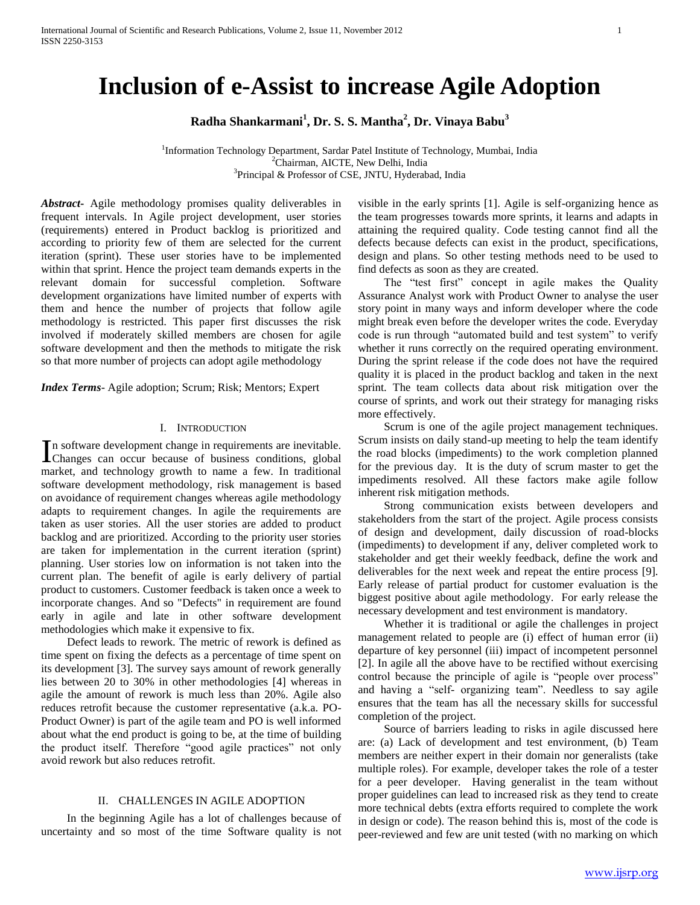# Inclusion of e-Assist to increase Agile Adoption

**Radha Shankarmani[1], Dr. S. S. Mantha[2], Dr. Vinaya Babu[3]**

[1]Information Technology Department, Sardar Patel Institute of Technology, Mumbai, India
[2]Chairman, AICTE, New Delhi, India
[3]Principal & Professor of CSE, JNTU, Hyderabad, India

***Abstract-*** Agile methodology promises quality deliverables in frequent intervals. In Agile project development, user stories (requirements) entered in Product backlog is prioritized and according to priority few of them are selected for the current iteration (sprint). These user stories have to be implemented within that sprint. Hence the project team demands experts in the relevant domain for successful completion. Software development organizations have limited number of experts with them and hence the number of projects that follow agile methodology is restricted. This paper first discusses the risk involved if moderately skilled members are chosen for agile software development and then the methods to mitigate the risk so that more number of projects can adopt agile methodology

***Index Terms-*** Agile adoption; Scrum; Risk; Mentors; Expert

## I. Introduction

In software development change in requirements are inevitable. Changes can occur because of business conditions, global market, and technology growth to name a few. In traditional software development methodology, risk management is based on avoidance of requirement changes whereas agile methodology adapts to requirement changes. In agile the requirements are taken as user stories. All the user stories are added to product backlog and are prioritized. According to the priority user stories are taken for implementation in the current iteration (sprint) planning. User stories low on information is not taken into the current plan. The benefit of agile is early delivery of partial product to customers. Customer feedback is taken once a week to incorporate changes. And so "Defects" in requirement are found early in agile and late in other software development methodologies which make it expensive to fix.

Defect leads to rework. The metric of rework is defined as time spent on fixing the defects as a percentage of time spent on its development [3]. The survey says amount of rework generally lies between 20 to 30% in other methodologies [4] whereas in agile the amount of rework is much less than 20%. Agile also reduces retrofit because the customer representative (a.k.a. PO-Product Owner) is part of the agile team and PO is well informed about what the end product is going to be, at the time of building the product itself. Therefore "good agile practices" not only avoid rework but also reduces retrofit.

## II. Challenges in Agile Adoption

In the beginning Agile has a lot of challenges because of uncertainty and so most of the time Software quality is not visible in the early sprints [1]. Agile is self-organizing hence as the team progresses towards more sprints, it learns and adapts in attaining the required quality. Code testing cannot find all the defects because defects can exist in the product, specifications, design and plans. So other testing methods need to be used to find defects as soon as they are created.

The "test first" concept in agile makes the Quality Assurance Analyst work with Product Owner to analyse the user story point in many ways and inform developer where the code might break even before the developer writes the code. Everyday code is run through "automated build and test system" to verify whether it runs correctly on the required operating environment. During the sprint release if the code does not have the required quality it is placed in the product backlog and taken in the next sprint. The team collects data about risk mitigation over the course of sprints, and work out their strategy for managing risks more effectively.

Scrum is one of the agile project management techniques. Scrum insists on daily stand-up meeting to help the team identify the road blocks (impediments) to the work completion planned for the previous day. It is the duty of scrum master to get the impediments resolved. All these factors make agile follow inherent risk mitigation methods.

Strong communication exists between developers and stakeholders from the start of the project. Agile process consists of design and development, daily discussion of road-blocks (impediments) to development if any, deliver completed work to stakeholder and get their weekly feedback, define the work and deliverables for the next week and repeat the entire process [9]. Early release of partial product for customer evaluation is the biggest positive about agile methodology. For early release the necessary development and test environment is mandatory.

Whether it is traditional or agile the challenges in project management related to people are (i) effect of human error (ii) departure of key personnel (iii) impact of incompetent personnel [2]. In agile all the above have to be rectified without exercising control because the principle of agile is "people over process" and having a "self- organizing team". Needless to say agile ensures that the team has all the necessary skills for successful completion of the project.

Source of barriers leading to risks in agile discussed here are: (a) Lack of development and test environment, (b) Team members are neither expert in their domain nor generalists (take multiple roles). For example, developer takes the role of a tester for a peer developer. Having generalist in the team without proper guidelines can lead to increased risk as they tend to create more technical debts (extra efforts required to complete the work in design or code). The reason behind this is, most of the code is peer-reviewed and few are unit tested (with no marking on which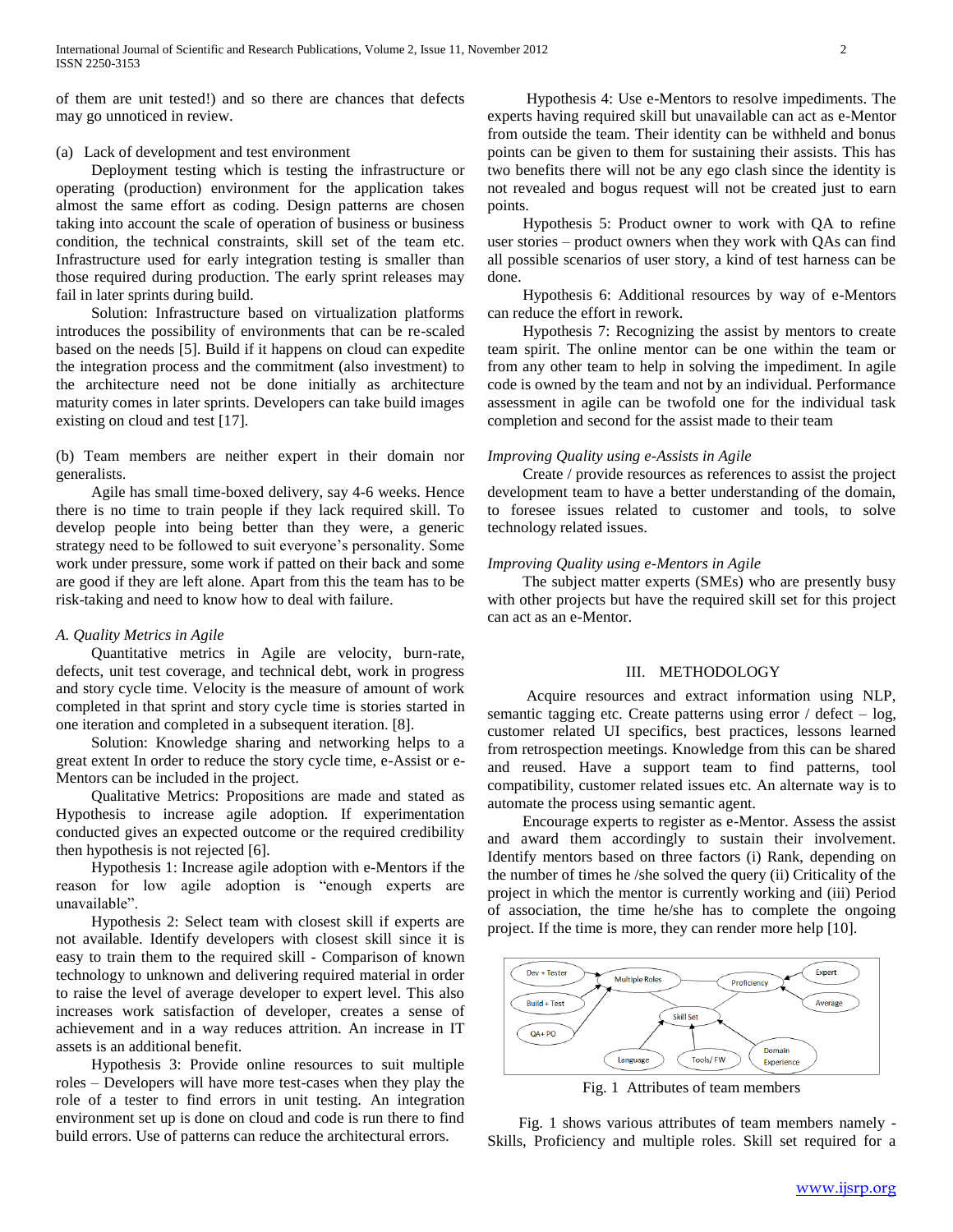of them are unit tested!) and so there are chances that defects may go unnoticed in review.

(a) Lack of development and test environment

Deployment testing which is testing the infrastructure or operating (production) environment for the application takes almost the same effort as coding. Design patterns are chosen taking into account the scale of operation of business or business condition, the technical constraints, skill set of the team etc. Infrastructure used for early integration testing is smaller than those required during production. The early sprint releases may fail in later sprints during build.

Solution: Infrastructure based on virtualization platforms introduces the possibility of environments that can be re-scaled based on the needs [5]. Build if it happens on cloud can expedite the integration process and the commitment (also investment) to the architecture need not be done initially as architecture maturity comes in later sprints. Developers can take build images existing on cloud and test [17].

(b) Team members are neither expert in their domain nor generalists.

Agile has small time-boxed delivery, say 4-6 weeks. Hence there is no time to train people if they lack required skill. To develop people into being better than they were, a generic strategy need to be followed to suit everyone's personality. Some work under pressure, some work if patted on their back and some are good if they are left alone. Apart from this the team has to be risk-taking and need to know how to deal with failure.

### *A. Quality Metrics in Agile*

Quantitative metrics in Agile are velocity, burn-rate, defects, unit test coverage, and technical debt, work in progress and story cycle time. Velocity is the measure of amount of work completed in that sprint and story cycle time is stories started in one iteration and completed in a subsequent iteration. [8].

Solution: Knowledge sharing and networking helps to a great extent In order to reduce the story cycle time, e-Assist or e-Mentors can be included in the project.

Qualitative Metrics: Propositions are made and stated as Hypothesis to increase agile adoption. If experimentation conducted gives an expected outcome or the required credibility then hypothesis is not rejected [6].

Hypothesis 1: Increase agile adoption with e-Mentors if the reason for low agile adoption is "enough experts are unavailable".

Hypothesis 2: Select team with closest skill if experts are not available. Identify developers with closest skill since it is easy to train them to the required skill - Comparison of known technology to unknown and delivering required material in order to raise the level of average developer to expert level. This also increases work satisfaction of developer, creates a sense of achievement and in a way reduces attrition. An increase in IT assets is an additional benefit.

Hypothesis 3: Provide online resources to suit multiple roles – Developers will have more test-cases when they play the role of a tester to find errors in unit testing. An integration environment set up is done on cloud and code is run there to find build errors. Use of patterns can reduce the architectural errors.

Hypothesis 4: Use e-Mentors to resolve impediments. The experts having required skill but unavailable can act as e-Mentor from outside the team. Their identity can be withheld and bonus points can be given to them for sustaining their assists. This has two benefits there will not be any ego clash since the identity is not revealed and bogus request will not be created just to earn points.

Hypothesis 5: Product owner to work with QA to refine user stories – product owners when they work with QAs can find all possible scenarios of user story, a kind of test harness can be done.

Hypothesis 6: Additional resources by way of e-Mentors can reduce the effort in rework.

Hypothesis 7: Recognizing the assist by mentors to create team spirit. The online mentor can be one within the team or from any other team to help in solving the impediment. In agile code is owned by the team and not by an individual. Performance assessment in agile can be twofold one for the individual task completion and second for the assist made to their team

### *Improving Quality using e-Assists in Agile*

Create / provide resources as references to assist the project development team to have a better understanding of the domain, to foresee issues related to customer and tools, to solve technology related issues.

### *Improving Quality using e-Mentors in Agile*

The subject matter experts (SMEs) who are presently busy with other projects but have the required skill set for this project can act as an e-Mentor.

## III. METHODOLOGY

Acquire resources and extract information using NLP, semantic tagging etc. Create patterns using error / defect – log, customer related UI specifics, best practices, lessons learned from retrospection meetings. Knowledge from this can be shared and reused. Have a support team to find patterns, tool compatibility, customer related issues etc. An alternate way is to automate the process using semantic agent.

Encourage experts to register as e-Mentor. Assess the assist and award them accordingly to sustain their involvement. Identify mentors based on three factors (i) Rank, depending on the number of times he /she solved the query (ii) Criticality of the project in which the mentor is currently working and (iii) Period of association, the time he/she has to complete the ongoing project. If the time is more, they can render more help [10].

Fig. 1 Attributes of team members

Fig. 1 shows various attributes of team members namely - Skills, Proficiency and multiple roles. Skill set required for a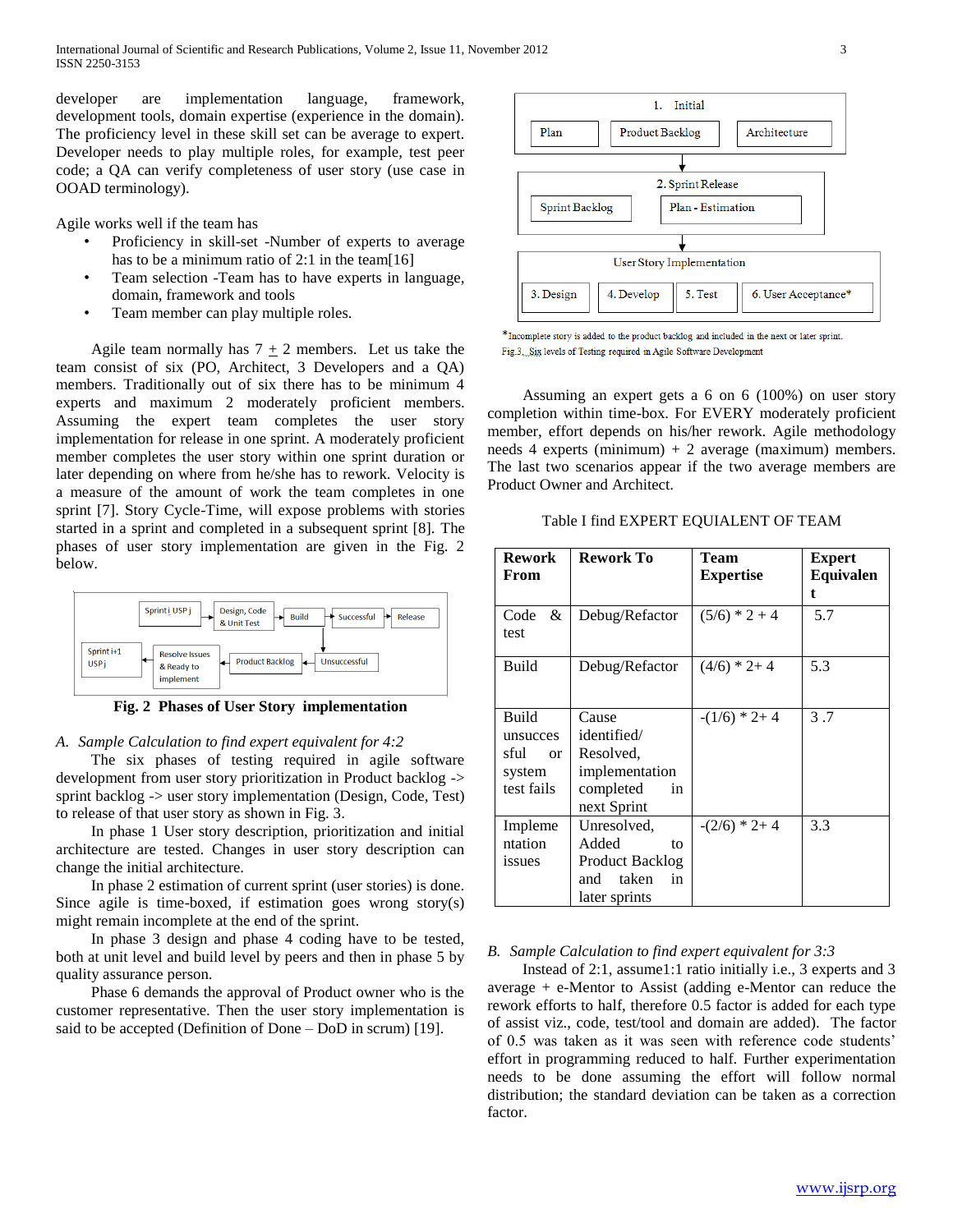developer are implementation language, framework, development tools, domain expertise (experience in the domain). The proficiency level in these skill set can be average to expert. Developer needs to play multiple roles, for example, test peer code; a QA can verify completeness of user story (use case in OOAD terminology).

Agile works well if the team has

- Proficiency in skill-set -Number of experts to average has to be a minimum ratio of 2:1 in the team[16]
- Team selection -Team has to have experts in language, domain, framework and tools
- Team member can play multiple roles.

Agile team normally has 7 $\pm$ 2 members. Let us take the team consist of six (PO, Architect, 3 Developers and a QA) members. Traditionally out of six there has to be minimum 4 experts and maximum 2 moderately proficient members. Assuming the expert team completes the user story implementation for release in one sprint. A moderately proficient member completes the user story within one sprint duration or later depending on where from he/she has to rework. Velocity is a measure of the amount of work the team completes in one sprint [7]. Story Cycle-Time, will expose problems with stories started in a sprint and completed in a subsequent sprint [8]. The phases of user story implementation are given in the Fig. 2 below.

Sprint j USP j → Design, Code & Unit Test → Build → Successful → Release

Build → Unsuccessful → Product Backlog → Resolve Issues & Ready to implement → Sprint i+1 USP j

**Fig. 2 Phases of User Story implementation**

### *A. Sample Calculation to find expert equivalent for 4:2*

The six phases of testing required in agile software development from user story prioritization in Product backlog -> sprint backlog -> user story implementation (Design, Code, Test) to release of that user story as shown in Fig. 3.

In phase 1 User story description, prioritization and initial architecture are tested. Changes in user story description can change the initial architecture.

In phase 2 estimation of current sprint (user stories) is done. Since agile is time-boxed, if estimation goes wrong story(s) might remain incomplete at the end of the sprint.

In phase 3 design and phase 4 coding have to be tested, both at unit level and build level by peers and then in phase 5 by quality assurance person.

Phase 6 demands the approval of Product owner who is the customer representative. Then the user story implementation is said to be accepted (Definition of Done – DoD in scrum) [19].

1. Initial: Plan | Product Backlog | Architecture

2. Sprint Release: Sprint Backlog | Plan - Estimation

User Story Implementation: 3. Design | 4. Develop | 5. Test | 6. User Acceptance*

*Incomplete story is added to the product backlog and included in the next or later sprint.

Fig.3. Six levels of Testing required in Agile Software Development

Assuming an expert gets a 6 on 6 (100%) on user story completion within time-box. For EVERY moderately proficient member, effort depends on his/her rework. Agile methodology needs 4 experts (minimum) + 2 average (maximum) members. The last two scenarios appear if the two average members are Product Owner and Architect.

Table I find EXPERT EQUIALENT OF TEAM

| **Rework From** | **Rework To** | **Team Expertise** | **Expert Equivalent** |
|---|---|---|---|
| Code & test | Debug/Refactor | (5/6) * 2 + 4 | 5.7 |
| Build | Debug/Refactor | (4/6) * 2+ 4 | 5.3 |
| Build unsuccessful or system test fails | Cause identified/ Resolved, implementation completed in next Sprint | -(1/6) * 2+ 4 | 3 .7 |
| Implementation issues | Unresolved, Added to Product Backlog and taken in later sprints | -(2/6) * 2+ 4 | 3.3 |

### *B. Sample Calculation to find expert equivalent for 3:3*

Instead of 2:1, assume1:1 ratio initially i.e., 3 experts and 3 average + e-Mentor to Assist (adding e-Mentor can reduce the rework efforts to half, therefore 0.5 factor is added for each type of assist viz., code, test/tool and domain are added). The factor of 0.5 was taken as it was seen with reference code students' effort in programming reduced to half. Further experimentation needs to be done assuming the effort will follow normal distribution; the standard deviation can be taken as a correction factor.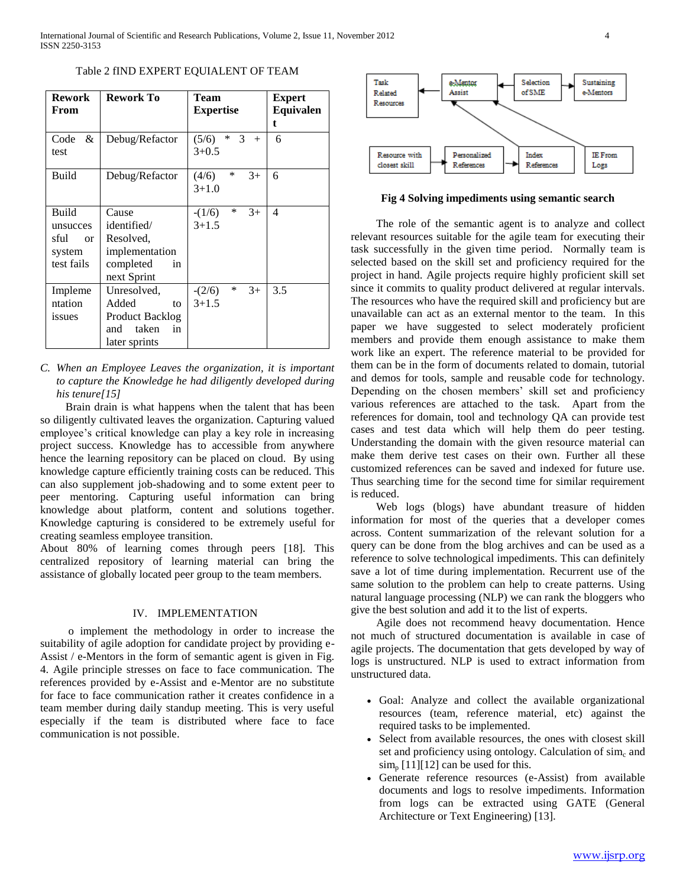Table 2 fIND EXPERT EQUIALENT OF TEAM

| Rework From | Rework To | Team Expertise | Expert Equivalent |
|---|---|---|---|
| Code & test | Debug/Refactor | (5/6) * 3 + 3+0.5 | 6 |
| Build | Debug/Refactor | (4/6) * 3+ 3+1.0 | 6 |
| Build unsuccessful or system test fails | Cause identified/ Resolved, implementation completed in next Sprint | -(1/6) * 3+ 3+1.5 | 4 |
| Implementation issues | Unresolved, Added to Product Backlog and taken in later sprints | -(2/6) * 3+ 3+1.5 | 3.5 |

*C. When an Employee Leaves the organization, it is important to capture the Knowledge he had diligently developed during his tenure[15]*

Brain drain is what happens when the talent that has been so diligently cultivated leaves the organization. Capturing valued employee's critical knowledge can play a key role in increasing project success. Knowledge has to accessible from anywhere hence the learning repository can be placed on cloud. By using knowledge capture efficiently training costs can be reduced. This can also supplement job-shadowing and to some extent peer to peer mentoring. Capturing useful information can bring knowledge about platform, content and solutions together. Knowledge capturing is considered to be extremely useful for creating seamless employee transition.

About 80% of learning comes through peers [18]. This centralized repository of learning material can bring the assistance of globally located peer group to the team members.

## IV. IMPLEMENTATION

o implement the methodology in order to increase the suitability of agile adoption for candidate project by providing e-Assist / e-Mentors in the form of semantic agent is given in Fig. 4. Agile principle stresses on face to face communication. The references provided by e-Assist and e-Mentor are no substitute for face to face communication rather it creates confidence in a team member during daily standup meeting. This is very useful especially if the team is distributed where face to face communication is not possible.

**Fig 4 Solving impediments using semantic search**

The role of the semantic agent is to analyze and collect relevant resources suitable for the agile team for executing their task successfully in the given time period. Normally team is selected based on the skill set and proficiency required for the project in hand. Agile projects require highly proficient skill set since it commits to quality product delivered at regular intervals. The resources who have the required skill and proficiency but are unavailable can act as an external mentor to the team. In this paper we have suggested to select moderately proficient members and provide them enough assistance to make them work like an expert. The reference material to be provided for them can be in the form of documents related to domain, tutorial and demos for tools, sample and reusable code for technology. Depending on the chosen members' skill set and proficiency various references are attached to the task. Apart from the references for domain, tool and technology QA can provide test cases and test data which will help them do peer testing. Understanding the domain with the given resource material can make them derive test cases on their own. Further all these customized references can be saved and indexed for future use. Thus searching time for the second time for similar requirement is reduced.

Web logs (blogs) have abundant treasure of hidden information for most of the queries that a developer comes across. Content summarization of the relevant solution for a query can be done from the blog archives and can be used as a reference to solve technological impediments. This can definitely save a lot of time during implementation. Recurrent use of the same solution to the problem can help to create patterns. Using natural language processing (NLP) we can rank the bloggers who give the best solution and add it to the list of experts.

Agile does not recommend heavy documentation. Hence not much of structured documentation is available in case of agile projects. The documentation that gets developed by way of logs is unstructured. NLP is used to extract information from unstructured data.

- Goal: Analyze and collect the available organizational resources (team, reference material, etc) against the required tasks to be implemented.
- Select from available resources, the ones with closest skill set and proficiency using ontology. Calculation of $sim_c$ and $sim_p$ [11][12] can be used for this.
- Generate reference resources (e-Assist) from available documents and logs to resolve impediments. Information from logs can be extracted using GATE (General Architecture or Text Engineering) [13].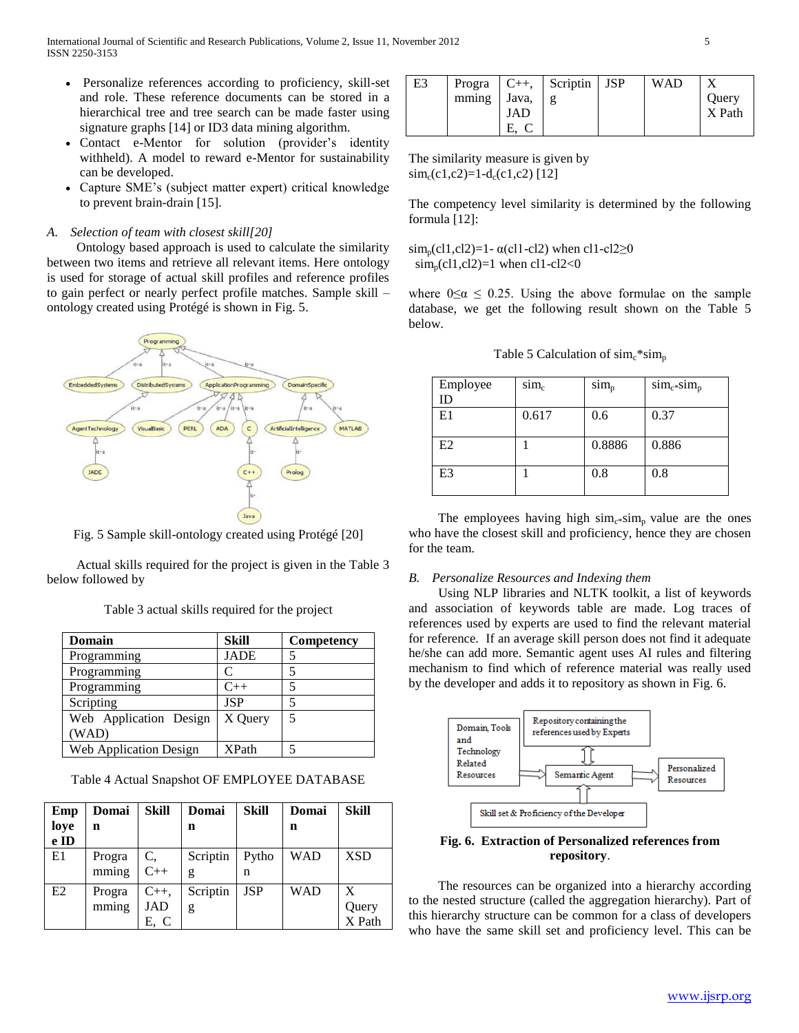- Personalize references according to proficiency, skill-set and role. These reference documents can be stored in a hierarchical tree and tree search can be made faster using signature graphs [14] or ID3 data mining algorithm.
- Contact e-Mentor for solution (provider's identity withheld). A model to reward e-Mentor for sustainability can be developed.
- Capture SME's (subject matter expert) critical knowledge to prevent brain-drain [15].

### *A. Selection of team with closest skill[20]*

Ontology based approach is used to calculate the similarity between two items and retrieve all relevant items. Here ontology is used for storage of actual skill profiles and reference profiles to gain perfect or nearly perfect profile matches. Sample skill – ontology created using Protégé is shown in Fig. 5.

Fig. 5 Sample skill-ontology created using Protégé [20]

Actual skills required for the project is given in the Table 3 below followed by

Table 3 actual skills required for the project

| Domain | Skill | Competency |
|---|---|---|
| Programming | JADE | 5 |
| Programming | C | 5 |
| Programming | C++ | 5 |
| Scripting | JSP | 5 |
| Web Application Design (WAD) | X Query | 5 |
| Web Application Design | XPath | 5 |

Table 4 Actual Snapshot OF EMPLOYEE DATABASE

| Employee ID | Domain | Skill | Domain | Skill | Domain | Skill |
|---|---|---|---|---|---|---|
| E1 | Programming | C, C++ | Scripting | Python | WAD | XSD |
| E2 | Programming | C++, JADE, C | Scripting | JSP | WAD | X Query X Path |
| E3 | Programming | C++, Java, JADE, C | Scripting | JSP | WAD | X Query X Path |

The similarity measure is given by
$sim_c(c1,c2)=1-d_c(c1,c2)$ [12]

The competency level similarity is determined by the following formula [12]:

$sim_p(cl1,cl2)=1-\alpha(cl1-cl2)$ when $cl1-cl2\geq 0$
$sim_p(cl1,cl2)=1$ when $cl1-cl2<0$

where $0\leq\alpha\leq 0.25$. Using the above formulae on the sample database, we get the following result shown on the Table 5 below.

Table 5 Calculation of $sim_c*sim_p$

| Employee ID | $sim_c$ | $sim_p$ | $sim_c*sim_p$ |
|---|---|---|---|
| E1 | 0.617 | 0.6 | 0.37 |
| E2 | 1 | 0.8886 | 0.886 |
| E3 | 1 | 0.8 | 0.8 |

The employees having high $sim_c*sim_p$ value are the ones who have the closest skill and proficiency, hence they are chosen for the team.

### *B. Personalize Resources and Indexing them*

Using NLP libraries and NLTK toolkit, a list of keywords and association of keywords table are made. Log traces of references used by experts are used to find the relevant material for reference. If an average skill person does not find it adequate he/she can add more. Semantic agent uses AI rules and filtering mechanism to find which of reference material was really used by the developer and adds it to repository as shown in Fig. 6.

**Fig. 6. Extraction of Personalized references from repository**.

The resources can be organized into a hierarchy according to the nested structure (called the aggregation hierarchy). Part of this hierarchy structure can be common for a class of developers who have the same skill set and proficiency level. This can be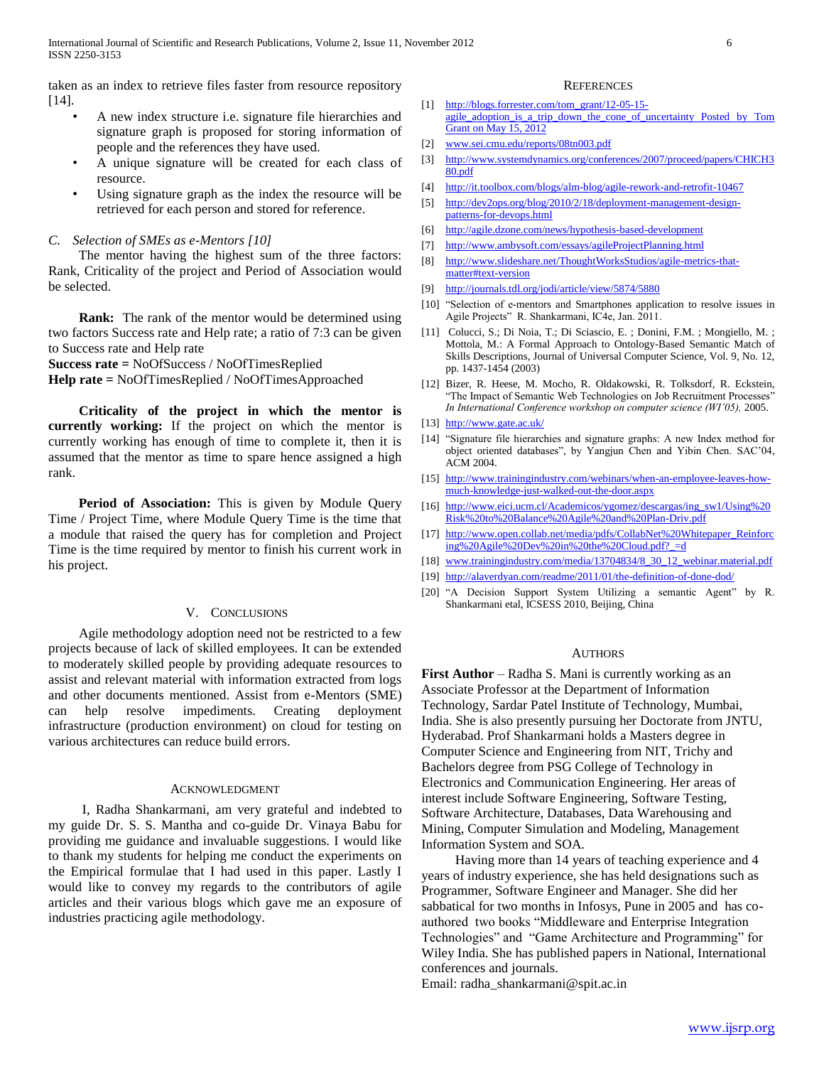taken as an index to retrieve files faster from resource repository [14].

- A new index structure i.e. signature file hierarchies and signature graph is proposed for storing information of people and the references they have used.
- A unique signature will be created for each class of resource.
- Using signature graph as the index the resource will be retrieved for each person and stored for reference.

### *C. Selection of SMEs as e-Mentors [10]*

The mentor having the highest sum of the three factors: Rank, Criticality of the project and Period of Association would be selected.

**Rank:** The rank of the mentor would be determined using two factors Success rate and Help rate; a ratio of 7:3 can be given to Success rate and Help rate

**Success rate =** NoOfSuccess / NoOfTimesReplied
**Help rate =** NoOfTimesReplied / NoOfTimesApproached

**Criticality of the project in which the mentor is currently working:** If the project on which the mentor is currently working has enough of time to complete it, then it is assumed that the mentor as time to spare hence assigned a high rank.

**Period of Association:** This is given by Module Query Time / Project Time, where Module Query Time is the time that a module that raised the query has for completion and Project Time is the time required by mentor to finish his current work in his project.

## V. Conclusions

Agile methodology adoption need not be restricted to a few projects because of lack of skilled employees. It can be extended to moderately skilled people by providing adequate resources to assist and relevant material with information extracted from logs and other documents mentioned. Assist from e-Mentors (SME) can help resolve impediments. Creating deployment infrastructure (production environment) on cloud for testing on various architectures can reduce build errors.

## Acknowledgment

I, Radha Shankarmani, am very grateful and indebted to my guide Dr. S. S. Mantha and co-guide Dr. Vinaya Babu for providing me guidance and invaluable suggestions. I would like to thank my students for helping me conduct the experiments on the Empirical formulae that I had used in this paper. Lastly I would like to convey my regards to the contributors of agile articles and their various blogs which gave me an exposure of industries practicing agile methodology.

## References

[1] http://blogs.forrester.com/tom_grant/12-05-15-agile_adoption_is_a_trip_down_the_cone_of_uncertainty Posted by Tom Grant on May 15, 2012
[2] www.sei.cmu.edu/reports/08tn003.pdf
[3] http://www.systemdynamics.org/conferences/2007/proceed/papers/CHICH380.pdf
[4] http://it.toolbox.com/blogs/alm-blog/agile-rework-and-retrofit-10467
[5] http://dev2ops.org/blog/2010/2/18/deployment-management-design-patterns-for-devops.html
[6] http://agile.dzone.com/news/hypothesis-based-development
[7] http://www.ambysoft.com/essays/agileProjectPlanning.html
[8] http://www.slideshare.net/ThoughtWorksStudios/agile-metrics-that-matter#text-version
[9] http://journals.tdl.org/jodi/article/view/5874/5880
[10] "Selection of e-mentors and Smartphones application to resolve issues in Agile Projects" R. Shankarmani, IC4e, Jan. 2011.
[11] Colucci, S.; Di Noia, T.; Di Sciascio, E. ; Donini, F.M. ; Mongiello, M. ; Mottola, M.: A Formal Approach to Ontology-Based Semantic Match of Skills Descriptions, Journal of Universal Computer Science, Vol. 9, No. 12, pp. 1437-1454 (2003)
[12] Bizer, R. Heese, M. Mocho, R. Oldakowski, R. Tolksdorf, R. Eckstein, "The Impact of Semantic Web Technologies on Job Recruitment Processes" *In International Conference workshop on computer science (WI'05),* 2005.
[13] http://www.gate.ac.uk/
[14] "Signature file hierarchies and signature graphs: A new Index method for object oriented databases", by Yangjun Chen and Yibin Chen. SAC'04, ACM 2004.
[15] http://www.trainingindustry.com/webinars/when-an-employee-leaves-how-much-knowledge-just-walked-out-the-door.aspx
[16] http://www.eici.ucm.cl/Academicos/ygomez/descargas/ing_sw1/Using%20Risk%20to%20Balance%20Agile%20and%20Plan-Driv.pdf
[17] http://www.open.collab.net/media/pdfs/CollabNet%20Whitepaper_Reinforcing%20Agile%20Dev%20in%20the%20Cloud.pdf?_=d
[18] www.trainingindustry.com/media/13704834/8_30_12_webinar.material.pdf
[19] http://alaverdyan.com/readme/2011/01/the-definition-of-done-dod/
[20] "A Decision Support System Utilizing a semantic Agent" by R. Shankarmani etal, ICSESS 2010, Beijing, China

## Authors

**First Author** – Radha S. Mani is currently working as an Associate Professor at the Department of Information Technology, Sardar Patel Institute of Technology, Mumbai, India. She is also presently pursuing her Doctorate from JNTU, Hyderabad. Prof Shankarmani holds a Masters degree in Computer Science and Engineering from NIT, Trichy and Bachelors degree from PSG College of Technology in Electronics and Communication Engineering. Her areas of interest include Software Engineering, Software Testing, Software Architecture, Databases, Data Warehousing and Mining, Computer Simulation and Modeling, Management Information System and SOA.

Having more than 14 years of teaching experience and 4 years of industry experience, she has held designations such as Programmer, Software Engineer and Manager. She did her sabbatical for two months in Infosys, Pune in 2005 and has co-authored two books "Middleware and Enterprise Integration Technologies" and "Game Architecture and Programming" for Wiley India. She has published papers in National, International conferences and journals.
Email: radha_shankarmani@spit.ac.in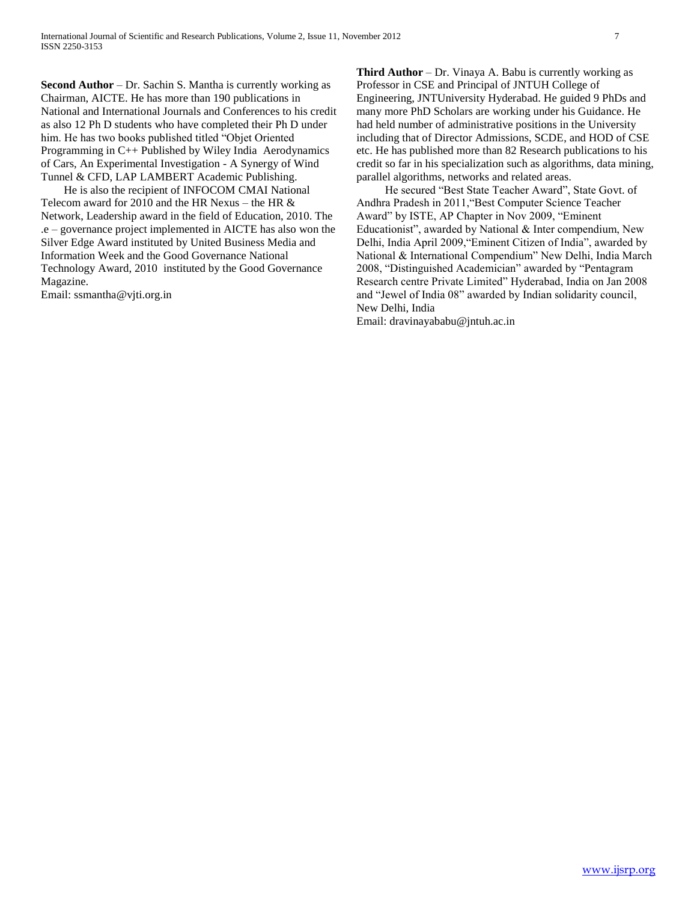**Second Author** – Dr. Sachin S. Mantha is currently working as Chairman, AICTE. He has more than 190 publications in National and International Journals and Conferences to his credit as also 12 Ph D students who have completed their Ph D under him. He has two books published titled "Objet Oriented Programming in C++ Published by Wiley India Aerodynamics of Cars, An Experimental Investigation - A Synergy of Wind Tunnel & CFD, LAP LAMBERT Academic Publishing.

He is also the recipient of INFOCOM CMAI National Telecom award for 2010 and the HR Nexus – the HR & Network, Leadership award in the field of Education, 2010. The .e – governance project implemented in AICTE has also won the Silver Edge Award instituted by United Business Media and Information Week and the Good Governance National Technology Award, 2010 instituted by the Good Governance Magazine.

Email: ssmantha@vjti.org.in

**Third Author** – Dr. Vinaya A. Babu is currently working as Professor in CSE and Principal of JNTUH College of Engineering, JNTUniversity Hyderabad. He guided 9 PhDs and many more PhD Scholars are working under his Guidance. He had held number of administrative positions in the University including that of Director Admissions, SCDE, and HOD of CSE etc. He has published more than 82 Research publications to his credit so far in his specialization such as algorithms, data mining, parallel algorithms, networks and related areas.

He secured "Best State Teacher Award", State Govt. of Andhra Pradesh in 2011,"Best Computer Science Teacher Award" by ISTE, AP Chapter in Nov 2009, "Eminent Educationist", awarded by National & Inter compendium, New Delhi, India April 2009,"Eminent Citizen of India", awarded by National & International Compendium" New Delhi, India March 2008, "Distinguished Academician" awarded by "Pentagram Research centre Private Limited" Hyderabad, India on Jan 2008 and "Jewel of India 08" awarded by Indian solidarity council, New Delhi, India

Email: dravinayababu@jntuh.ac.in